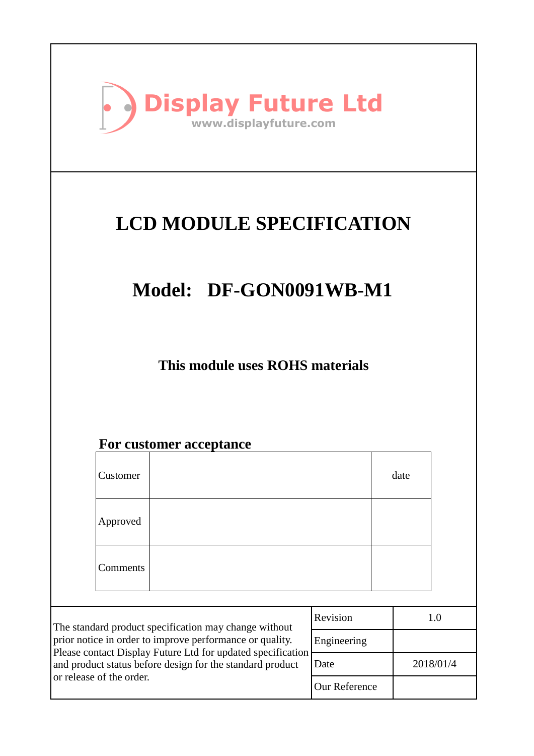Display Future Ltd
www.displayfuture.com

# LCD MODULE SPECIFICATION

## Model: DF-GON0091WB-M1

**This module uses ROHS materials**

**For customer acceptance**

| Customer | | date |
|---|---|---|
| Approved | | |
| Comments | | |

| The standard product specification may change without prior notice in order to improve performance or quality. Please contact Display Future Ltd for updated specification and product status before design for the standard product or release of the order. | Revision | 1.0 |
|---|---|---|
| | Engineering | |
| | Date | 2018/01/4 |
| | Our Reference | |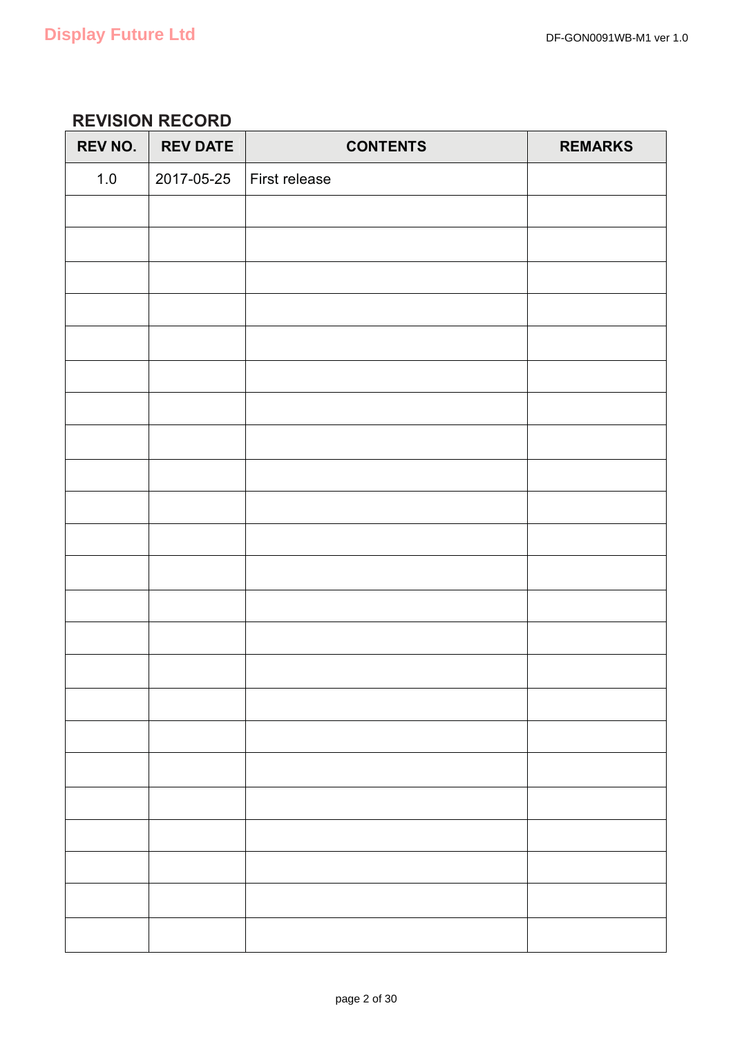## REVISION RECORD

| REV NO. | REV DATE | CONTENTS | REMARKS |
|---|---|---|---|
| 1.0 | 2017-05-25 | First release | |
| | | | |
| | | | |
| | | | |
| | | | |
| | | | |
| | | | |
| | | | |
| | | | |
| | | | |
| | | | |
| | | | |
| | | | |
| | | | |
| | | | |
| | | | |
| | | | |
| | | | |
| | | | |
| | | | |
| | | | |
| | | | |
| | | | |
| | | | |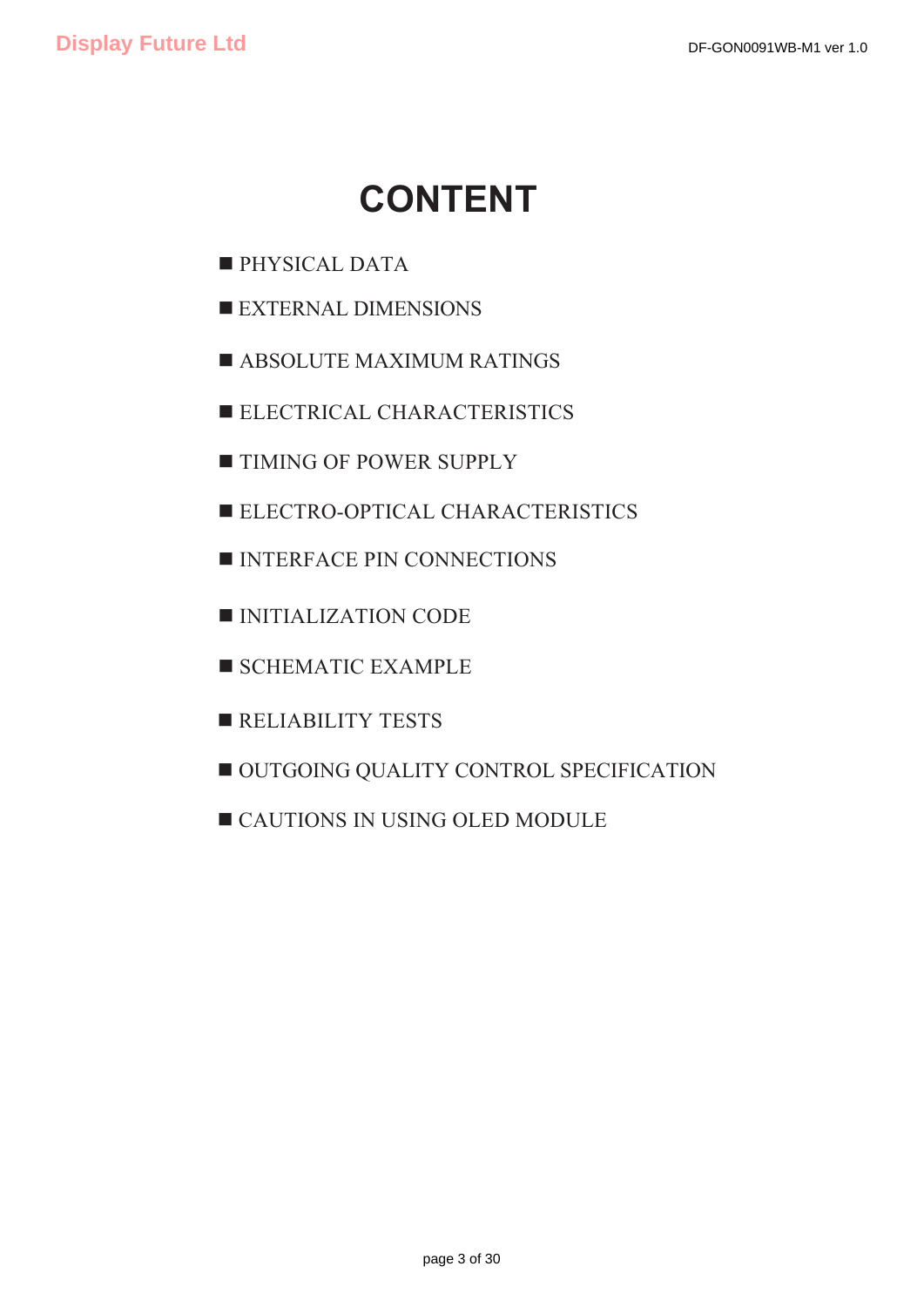# CONTENT

- PHYSICAL DATA
- EXTERNAL DIMENSIONS
- ABSOLUTE MAXIMUM RATINGS
- ELECTRICAL CHARACTERISTICS
- TIMING OF POWER SUPPLY
- ELECTRO-OPTICAL CHARACTERISTICS
- INTERFACE PIN CONNECTIONS
- INITIALIZATION CODE
- SCHEMATIC EXAMPLE
- RELIABILITY TESTS
- OUTGOING QUALITY CONTROL SPECIFICATION
- CAUTIONS IN USING OLED MODULE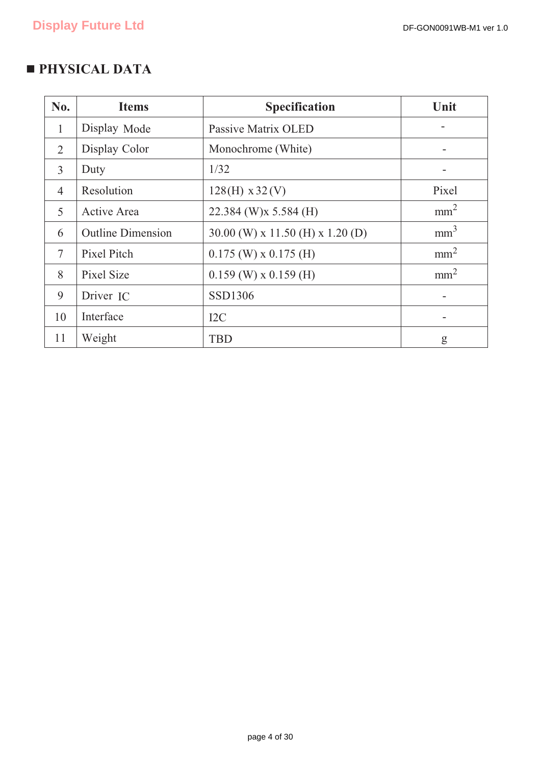## ■ PHYSICAL DATA

| No. | Items | Specification | Unit |
|---|---|---|---|
| 1 | Display Mode | Passive Matrix OLED | - |
| 2 | Display Color | Monochrome (White) | - |
| 3 | Duty | 1/32 | - |
| 4 | Resolution | 128(H) x 32 (V) | Pixel |
| 5 | Active Area | 22.384 (W)x 5.584 (H) | $mm^2$ |
| 6 | Outline Dimension | 30.00 (W) x 11.50 (H) x 1.20 (D) | $mm^3$ |
| 7 | Pixel Pitch | 0.175 (W) x 0.175 (H) | $mm^2$ |
| 8 | Pixel Size | 0.159 (W) x 0.159 (H) | $mm^2$ |
| 9 | Driver IC | SSD1306 | - |
| 10 | Interface | I2C | - |
| 11 | Weight | TBD | g |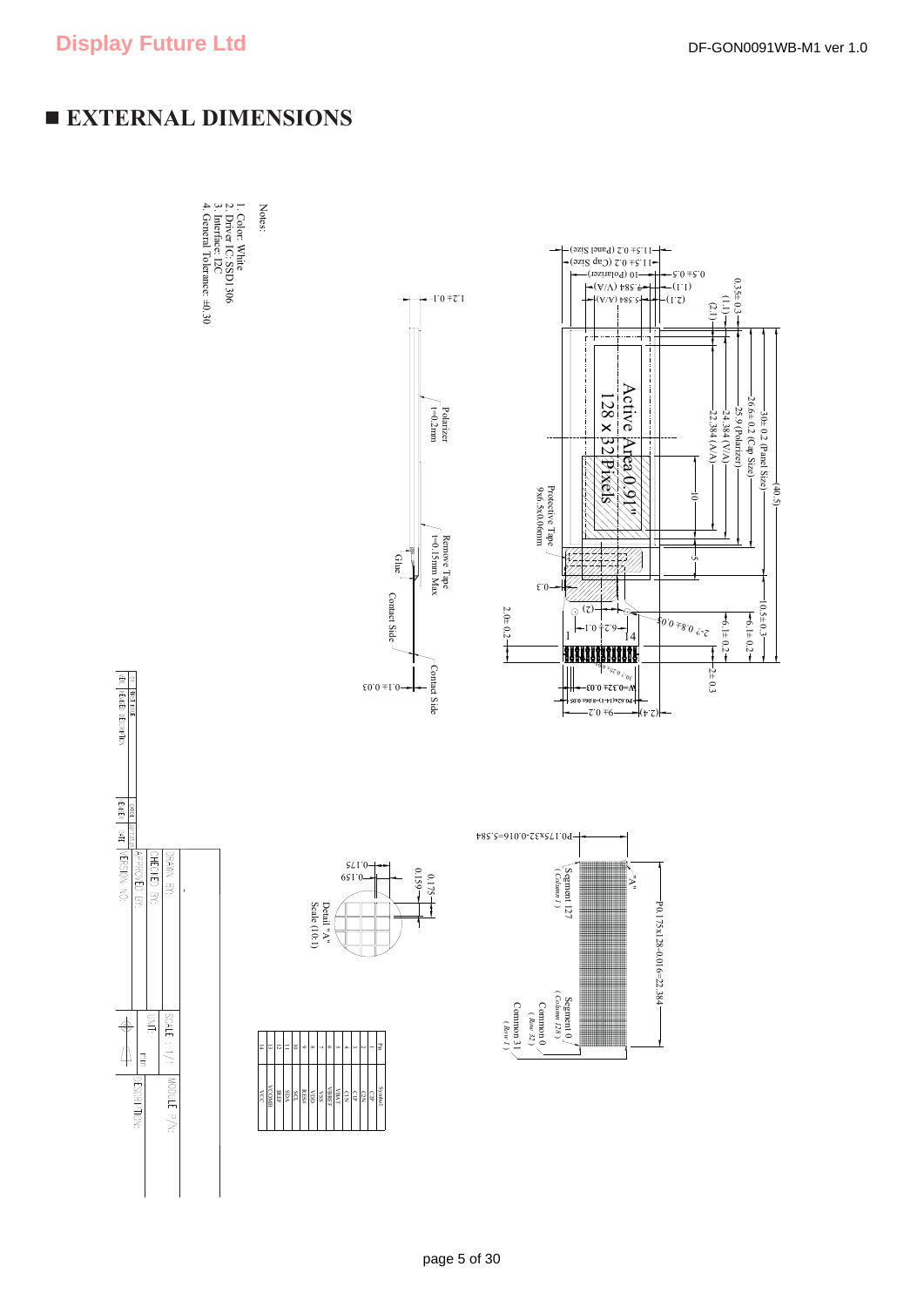## ■ EXTERNAL DIMENSIONS

Notes:

1. Color: White
2. Driver IC: SSD1306
3. Interface: I2C
4. General Tolerance: ±0.30

Active Area 0.91"
128 x 32 Pixels

| Pin | Symbol |
|---|---|
| 1 | C2P |
| 2 | C2N |
| 3 | C1P |
| 4 | C1N |
| 5 | VBAT |
| 6 | VBREF |
| 7 | VSS |
| 8 | VDD |
| 9 | RES# |
| 10 | SCL |
| 11 | SDA |
| 12 | IREF |
| 13 | VCOMH |
| 14 | VCC |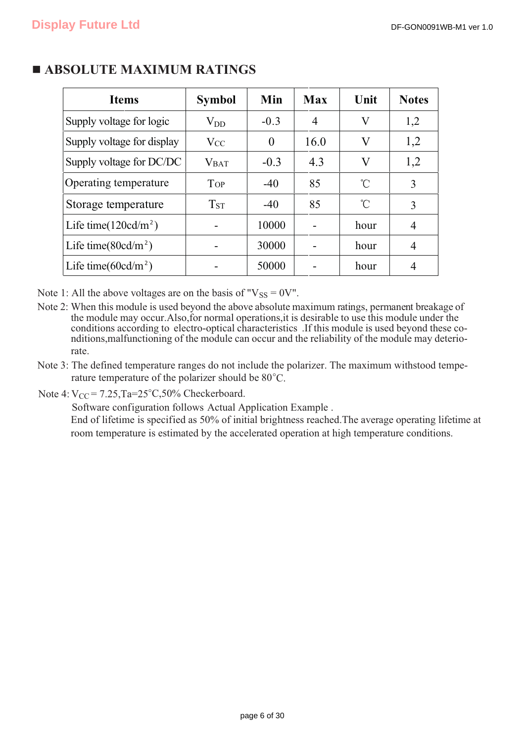## ■ ABSOLUTE MAXIMUM RATINGS

| Items | Symbol | Min | Max | Unit | Notes |
|---|---|---|---|---|---|
| Supply voltage for logic | $V_{DD}$ | -0.3 | 4 | V | 1,2 |
| Supply voltage for display | $V_{CC}$ | 0 | 16.0 | V | 1,2 |
| Supply voltage for DC/DC | $V_{BAT}$ | -0.3 | 4.3 | V | 1,2 |
| Operating temperature | $T_{OP}$ | -40 | 85 | ℃ | 3 |
| Storage temperature | $T_{ST}$ | -40 | 85 | ℃ | 3 |
| Life time(120cd/m$^2$) | - | 10000 | - | hour | 4 |
| Life time(80cd/m$^2$) | - | 30000 | - | hour | 4 |
| Life time(60cd/m$^2$) | - | 50000 | - | hour | 4 |

Note 1: All the above voltages are on the basis of "$V_{SS}$ = 0V".

Note 2: When this module is used beyond the above absolute maximum ratings, permanent breakage of the module may occur.Also,for normal operations,it is desirable to use this module under the conditions according to electro-optical characteristics .If this module is used beyond these conditions,malfunctioning of the module can occur and the reliability of the module may deteriorate.

Note 3: The defined temperature ranges do not include the polarizer. The maximum withstood temperature temperature of the polarizer should be 80°C.

Note 4: $V_{CC}$ = 7.25,Ta=25°C,50% Checkerboard.
Software configuration follows Actual Application Example .
End of lifetime is specified as 50% of initial brightness reached.The average operating lifetime at room temperature is estimated by the accelerated operation at high temperature conditions.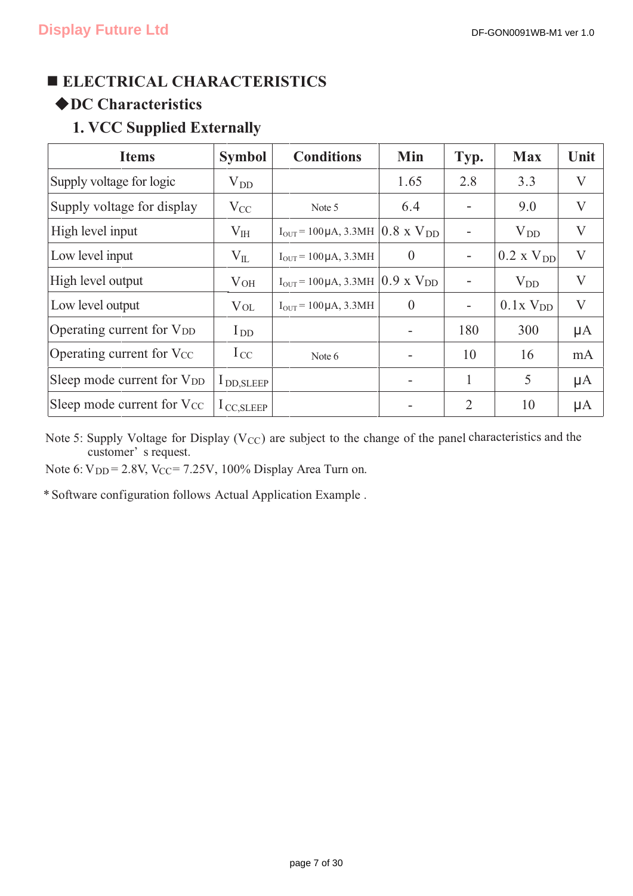## ■ ELECTRICAL CHARACTERISTICS

### ◆DC Characteristics

### 1. VCC Supplied Externally

| Items | Symbol | Conditions | Min | Typ. | Max | Unit |
|---|---|---|---|---|---|---|
| Supply voltage for logic | $V_{DD}$ | | 1.65 | 2.8 | 3.3 | V |
| Supply voltage for display | $V_{CC}$ | Note 5 | 6.4 | - | 9.0 | V |
| High level input | $V_{IH}$ | $I_{OUT}$ = 100μA, 3.3MH | 0.8 x $V_{DD}$ | - | $V_{DD}$ | V |
| Low level input | $V_{IL}$ | $I_{OUT}$ = 100μA, 3.3MH | 0 | - | 0.2 x $V_{DD}$ | V |
| High level output | $V_{OH}$ | $I_{OUT}$ = 100μA, 3.3MH | 0.9 x $V_{DD}$ | - | $V_{DD}$ | V |
| Low level output | $V_{OL}$ | $I_{OUT}$ = 100μA, 3.3MH | 0 | - | 0.1x $V_{DD}$ | V |
| Operating current for $V_{DD}$ | $I_{DD}$ | | - | 180 | 300 | μA |
| Operating current for $V_{CC}$ | $I_{CC}$ | Note 6 | - | 10 | 16 | mA |
| Sleep mode current for $V_{DD}$ | $I_{DD,SLEEP}$ | | - | 1 | 5 | μA |
| Sleep mode current for $V_{CC}$ | $I_{CC,SLEEP}$ | | - | 2 | 10 | μA |

Note 5: Supply Voltage for Display ($V_{CC}$) are subject to the change of the panel characteristics and the customer' s request.

Note 6: $V_{DD}$ = 2.8V, $V_{CC}$ = 7.25V, 100% Display Area Turn on.

* Software configuration follows Actual Application Example .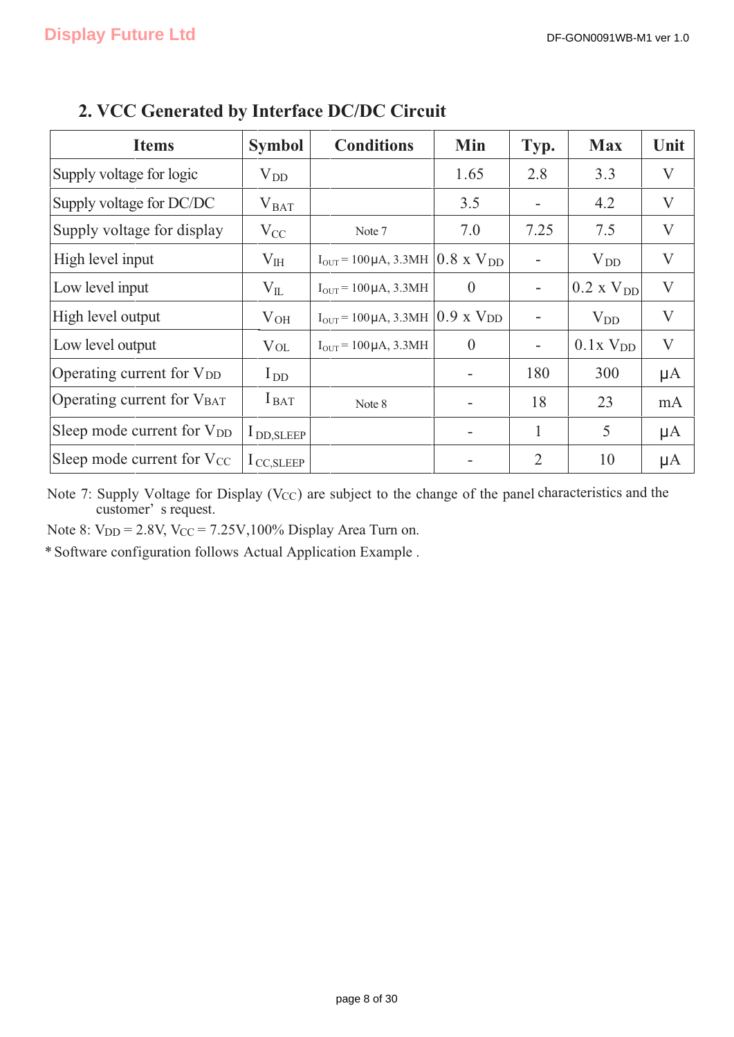## 2. VCC Generated by Interface DC/DC Circuit

| Items | Symbol | Conditions | Min | Typ. | Max | Unit |
|---|---|---|---|---|---|---|
| Supply voltage for logic | $V_{DD}$ | | 1.65 | 2.8 | 3.3 | V |
| Supply voltage for DC/DC | $V_{BAT}$ | | 3.5 | - | 4.2 | V |
| Supply voltage for display | $V_{CC}$ | Note 7 | 7.0 | 7.25 | 7.5 | V |
| High level input | $V_{IH}$ | $I_{OUT}$ = 100μA, 3.3MH | 0.8 x $V_{DD}$ | - | $V_{DD}$ | V |
| Low level input | $V_{IL}$ | $I_{OUT}$ = 100μA, 3.3MH | 0 | - | 0.2 x $V_{DD}$ | V |
| High level output | $V_{OH}$ | $I_{OUT}$ = 100μA, 3.3MH | 0.9 x $V_{DD}$ | - | $V_{DD}$ | V |
| Low level output | $V_{OL}$ | $I_{OUT}$ = 100μA, 3.3MH | 0 | - | 0.1x $V_{DD}$ | V |
| Operating current for $V_{DD}$ | $I_{DD}$ | | - | 180 | 300 | μA |
| Operating current for $V_{BAT}$ | $I_{BAT}$ | Note 8 | - | 18 | 23 | mA |
| Sleep mode current for $V_{DD}$ | $I_{DD,SLEEP}$ | | - | 1 | 5 | μA |
| Sleep mode current for $V_{CC}$ | $I_{CC,SLEEP}$ | | - | 2 | 10 | μA |

Note 7: Supply Voltage for Display ($V_{CC}$) are subject to the change of the panel characteristics and the customer’ s request.

Note 8: $V_{DD}$ = 2.8V, $V_{CC}$ = 7.25V,100% Display Area Turn on.

* Software configuration follows Actual Application Example .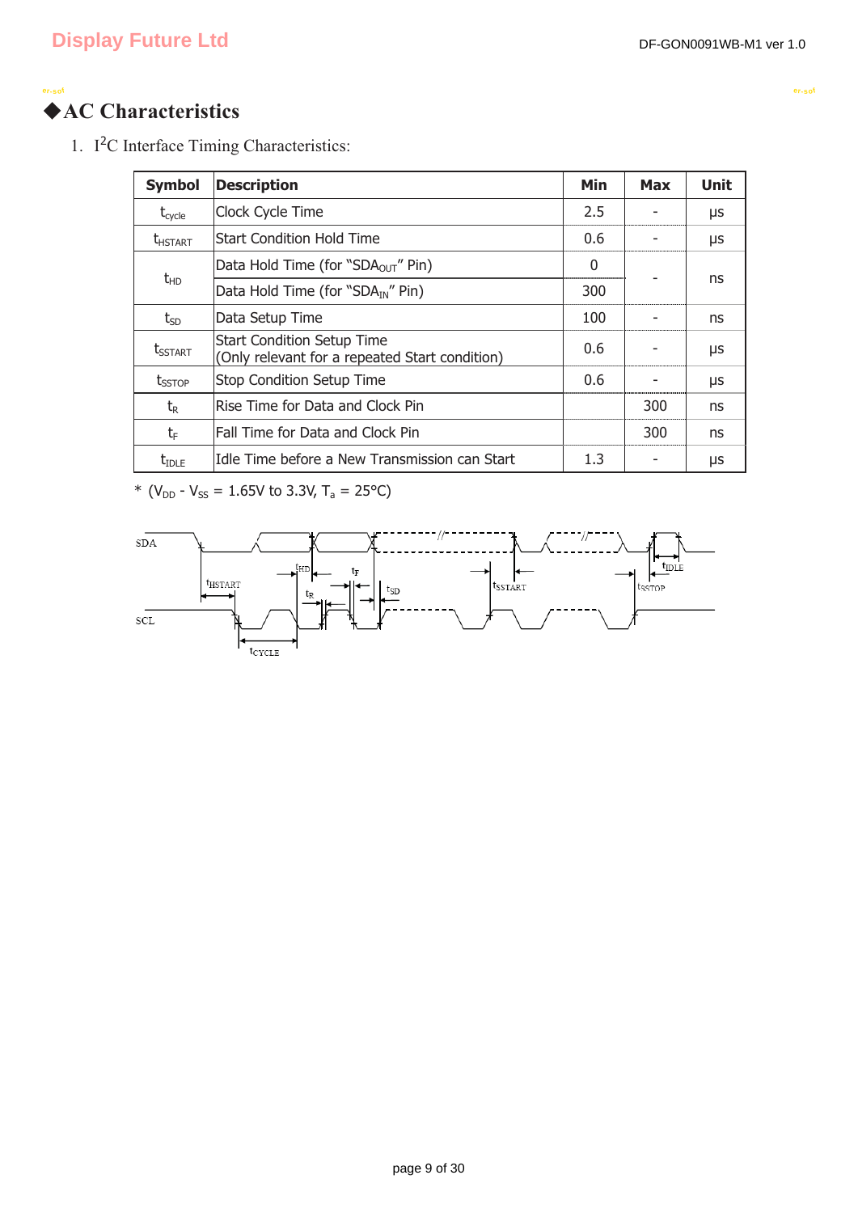## ◆AC Characteristics

1. $I^2C$ Interface Timing Characteristics:

| Symbol | Description | Min | Max | Unit |
|---|---|---|---|---|
| $t_{cycle}$ | Clock Cycle Time | 2.5 | - | μs |
| $t_{HSTART}$ | Start Condition Hold Time | 0.6 | - | μs |
| $t_{HD}$ | Data Hold Time (for "$SDA_{OUT}$" Pin) | 0 | - | ns |
| | Data Hold Time (for "$SDA_{IN}$" Pin) | 300 | | |
| $t_{SD}$ | Data Setup Time | 100 | - | ns |
| $t_{SSTART}$ | Start Condition Setup Time (Only relevant for a repeated Start condition) | 0.6 | - | μs |
| $t_{SSTOP}$ | Stop Condition Setup Time | 0.6 | - | μs |
| $t_R$ | Rise Time for Data and Clock Pin | | 300 | ns |
| $t_F$ | Fall Time for Data and Clock Pin | | 300 | ns |
| $t_{IDLE}$ | Idle Time before a New Transmission can Start | 1.3 | - | μs |

* ($V_{DD}$ - $V_{SS}$ = 1.65V to 3.3V, $T_a$ = 25°C)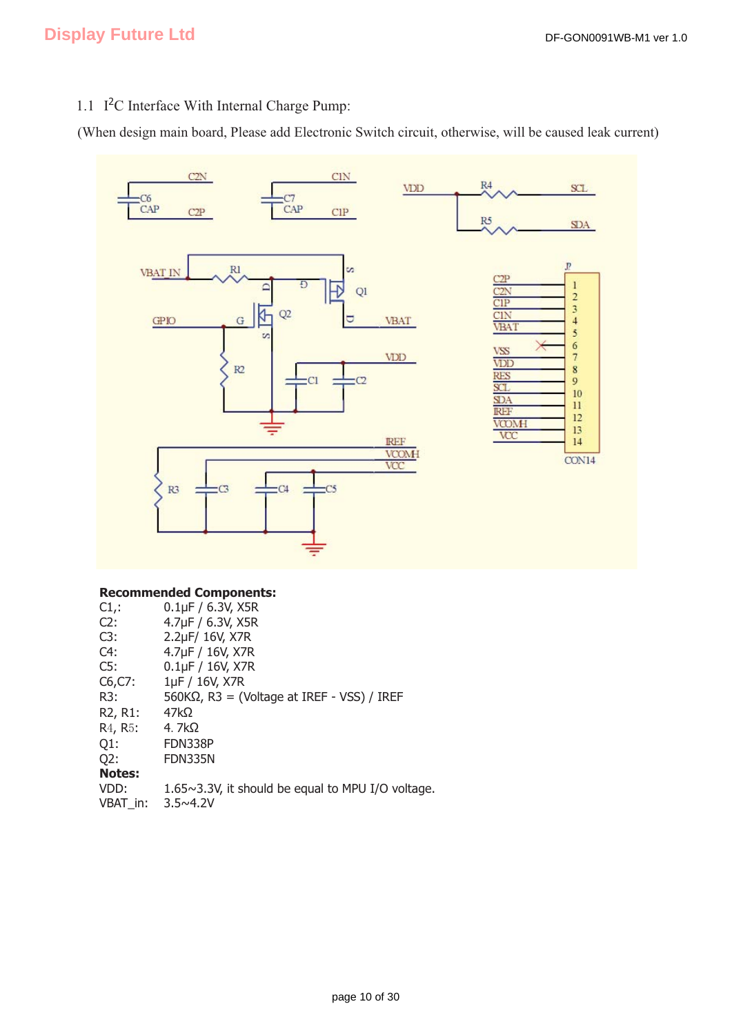## 1.1 I²C Interface With Internal Charge Pump:

(When design main board, Please add Electronic Switch circuit, otherwise, will be caused leak current)

**Recommended Components:**

| | |
|---|---|
| C1,: | 0.1μF / 6.3V, X5R |
| C2: | 4.7μF / 6.3V, X5R |
| C3: | 2.2μF/ 16V, X7R |
| C4: | 4.7μF / 16V, X7R |
| C5: | 0.1μF / 16V, X7R |
| C6,C7: | 1μF / 16V, X7R |
| R3: | 560KΩ, R3 = (Voltage at IREF - VSS) / IREF |
| R2, R1: | 47kΩ |
| R4, R5: | 4. 7kΩ |
| Q1: | FDN338P |
| Q2: | FDN335N |

**Notes:**

| | |
|---|---|
| VDD: | 1.65~3.3V, it should be equal to MPU I/O voltage. |
| VBAT_in: | 3.5~4.2V |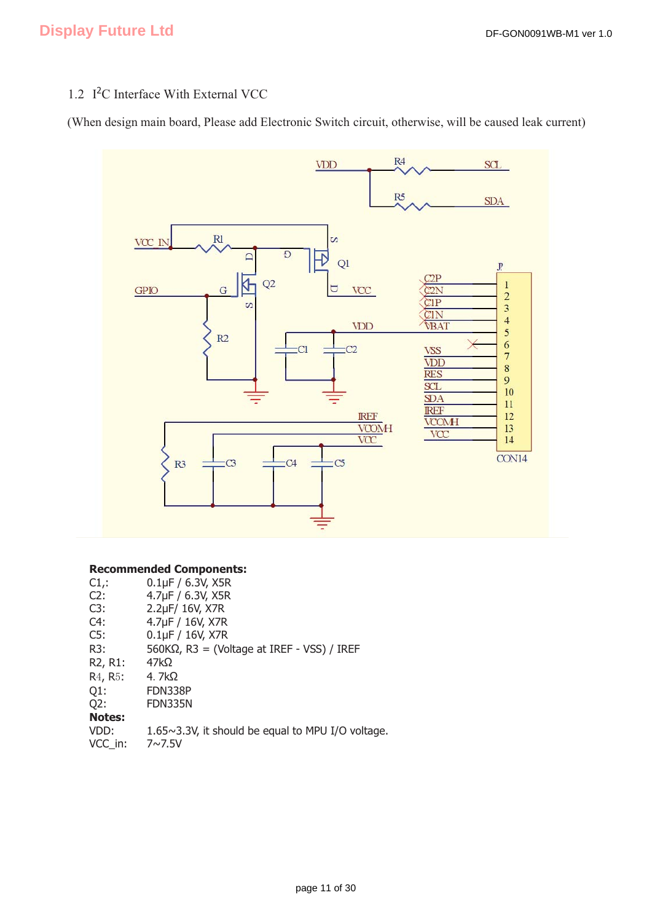## 1.2 I²C Interface With External VCC

(When design main board, Please add Electronic Switch circuit, otherwise, will be caused leak current)

**Recommended Components:**

C1,: 0.1μF / 6.3V, X5R
C2: 4.7μF / 6.3V, X5R
C3: 2.2μF/ 16V, X7R
C4: 4.7μF / 16V, X7R
C5: 0.1μF / 16V, X7R
R3: 560KΩ, R3 = (Voltage at IREF - VSS) / IREF
R2, R1: 47kΩ
R4, R5: 4. 7kΩ
Q1: FDN338P
Q2: FDN335N

**Notes:**

VDD: 1.65~3.3V, it should be equal to MPU I/O voltage.
VCC_in: 7~7.5V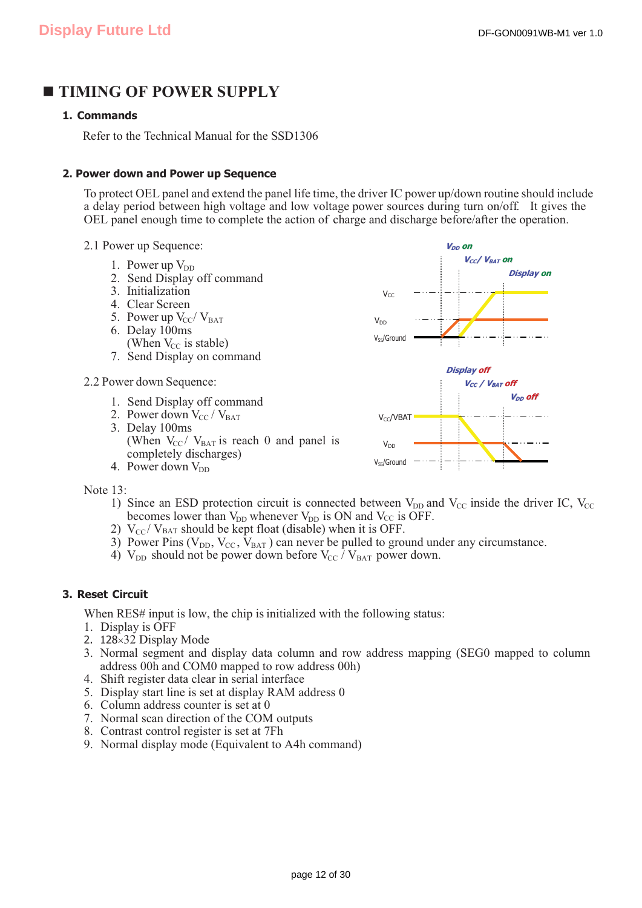# ■ TIMING OF POWER SUPPLY

## 1. Commands

Refer to the Technical Manual for the SSD1306

## 2. Power down and Power up Sequence

To protect OEL panel and extend the panel life time, the driver IC power up/down routine should include a delay period between high voltage and low voltage power sources during turn on/off. It gives the OEL panel enough time to complete the action of charge and discharge before/after the operation.

2.1 Power up Sequence:

1. Power up $V_{DD}$
2. Send Display off command
3. Initialization
4. Clear Screen
5. Power up $V_{CC}$/ $V_{BAT}$
6. Delay 100ms
   (When $V_{CC}$ is stable)
7. Send Display on command

$V_{DD}$ on
$V_{CC}$/ $V_{BAT}$ on
Display on
$V_{CC}$
$V_{DD}$
$V_{SS}$/Ground

2.2 Power down Sequence:

1. Send Display off command
2. Power down $V_{CC}$ / $V_{BAT}$
3. Delay 100ms
   (When $V_{CC}$/ $V_{BAT}$ is reach 0 and panel is completely discharges)
4. Power down $V_{DD}$

Display off
$V_{CC}$ / $V_{BAT}$ off
$V_{DD}$ off
$V_{CC}$/VBAT
$V_{DD}$
$V_{SS}$/Ground

Note 13:

1) Since an ESD protection circuit is connected between $V_{DD}$ and $V_{CC}$ inside the driver IC, $V_{CC}$ becomes lower than $V_{DD}$ whenever $V_{DD}$ is ON and $V_{CC}$ is OFF.
2) $V_{CC}$/ $V_{BAT}$ should be kept float (disable) when it is OFF.
3) Power Pins ($V_{DD}$, $V_{CC}$, $V_{BAT}$) can never be pulled to ground under any circumstance.
4) $V_{DD}$ should not be power down before $V_{CC}$ / $V_{BAT}$ power down.

## 3. Reset Circuit

When RES# input is low, the chip is initialized with the following status:

1. Display is OFF
2. 128×32 Display Mode
3. Normal segment and display data column and row address mapping (SEG0 mapped to column address 00h and COM0 mapped to row address 00h)
4. Shift register data clear in serial interface
5. Display start line is set at display RAM address 0
6. Column address counter is set at 0
7. Normal scan direction of the COM outputs
8. Contrast control register is set at 7Fh
9. Normal display mode (Equivalent to A4h command)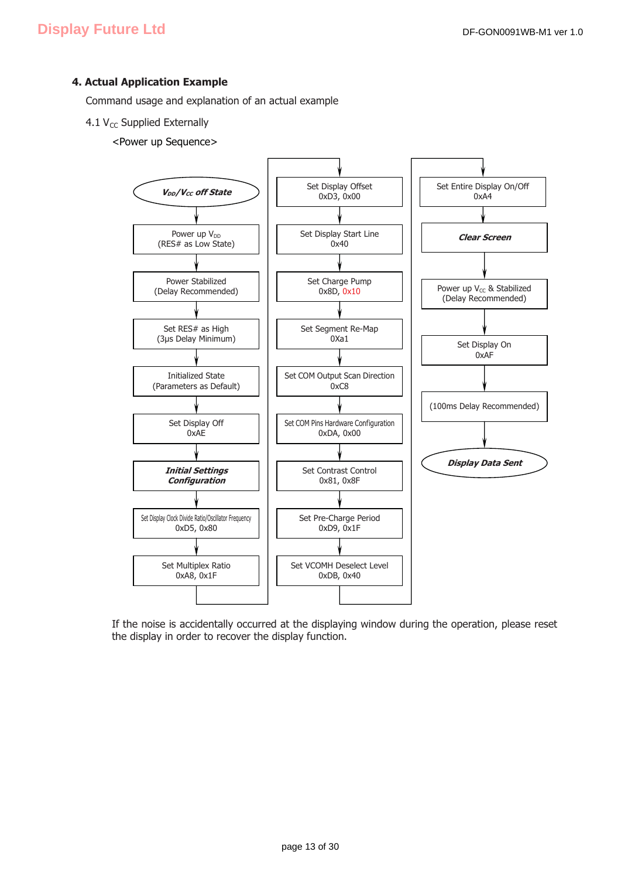## 4. Actual Application Example

Command usage and explanation of an actual example

4.1 $V_{CC}$ Supplied Externally

<Power up Sequence>

1. ***$V_{DD}/V_{CC}$ off State***
2. Power up $V_{DD}$ (RES# as Low State)
3. Power Stabilized (Delay Recommended)
4. Set RES# as High (3μs Delay Minimum)
5. Initialized State (Parameters as Default)
6. Set Display Off 0xAE
7. ***Initial Settings Configuration***
8. Set Display Clock Divide Ratio/Oscillator Frequency 0xD5, 0x80
9. Set Multiplex Ratio 0xA8, 0x1F
10. Set Display Offset 0xD3, 0x00
11. Set Display Start Line 0x40
12. Set Charge Pump 0x8D, 0x10
13. Set Segment Re-Map 0Xa1
14. Set COM Output Scan Direction 0xC8
15. Set COM Pins Hardware Configuration 0xDA, 0x00
16. Set Contrast Control 0x81, 0x8F
17. Set Pre-Charge Period 0xD9, 0x1F
18. Set VCOMH Deselect Level 0xDB, 0x40
19. Set Entire Display On/Off 0xA4
20. ***Clear Screen***
21. Power up $V_{CC}$ & Stabilized (Delay Recommended)
22. Set Display On 0xAF
23. (100ms Delay Recommended)
24. ***Display Data Sent***

If the noise is accidentally occurred at the displaying window during the operation, please reset the display in order to recover the display function.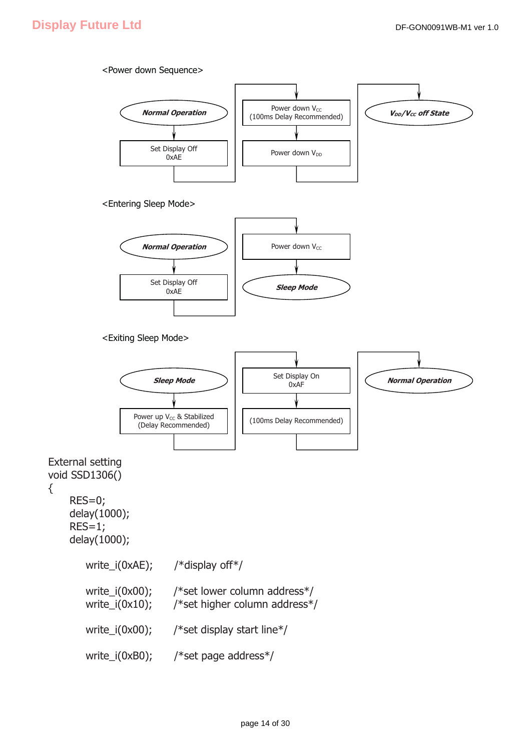<Power down Sequence>

Normal Operation → Set Display Off 0xAE → Power down $V_{CC}$ (100ms Delay Recommended) → Power down $V_{DD}$ → $V_{DD}$/$V_{CC}$ off State

<Entering Sleep Mode>

Normal Operation → Set Display Off 0xAE → Power down $V_{CC}$ → Sleep Mode

<Exiting Sleep Mode>

Sleep Mode → Power up $V_{CC}$ & Stabilized (Delay Recommended) → Set Display On 0xAF → (100ms Delay Recommended) → Normal Operation

External setting

```
void SSD1306()
{
    RES=0;
    delay(1000);
    RES=1;
    delay(1000);

        write_i(0xAE);      /*display off*/

        write_i(0x00);      /*set lower column address*/
        write_i(0x10);      /*set higher column address*/

        write_i(0x00);      /*set display start line*/

        write_i(0xB0);      /*set page address*/
```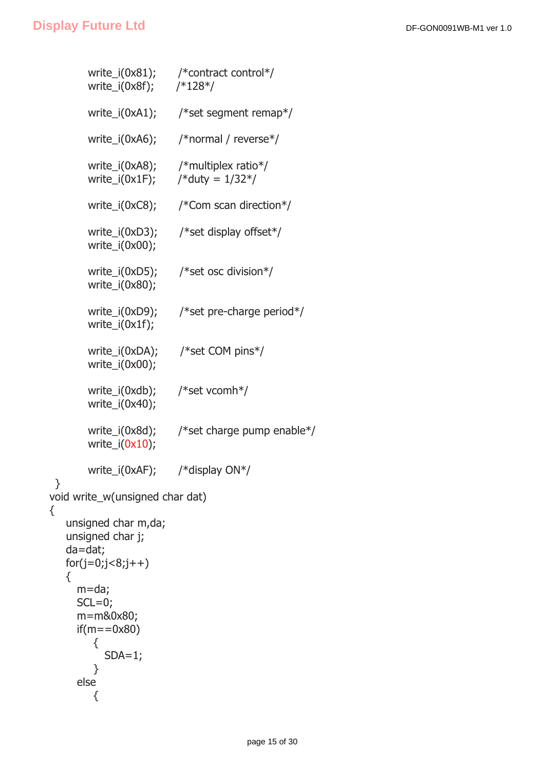```
        write_i(0x81);      /*contract control*/
        write_i(0x8f);      /*128*/

        write_i(0xA1);      /*set segment remap*/

        write_i(0xA6);      /*normal / reverse*/

        write_i(0xA8);      /*multiplex ratio*/
        write_i(0x1F);      /*duty = 1/32*/

        write_i(0xC8);      /*Com scan direction*/

        write_i(0xD3);      /*set display offset*/
        write_i(0x00);

        write_i(0xD5);      /*set osc division*/
        write_i(0x80);

        write_i(0xD9);      /*set pre-charge period*/
        write_i(0x1f);

        write_i(0xDA);      /*set COM pins*/
        write_i(0x00);

        write_i(0xdb);      /*set vcomh*/
        write_i(0x40);

        write_i(0x8d);      /*set charge pump enable*/
        write_i(0x10);

        write_i(0xAF);      /*display ON*/
 }
void write_w(unsigned char dat)
{
    unsigned char m,da;
    unsigned char j;
    da=dat;
    for(j=0;j<8;j++)
    {
      m=da;
      SCL=0;
      m=m&0x80;
      if(m==0x80)
          {
            SDA=1;
          }
      else
          {
```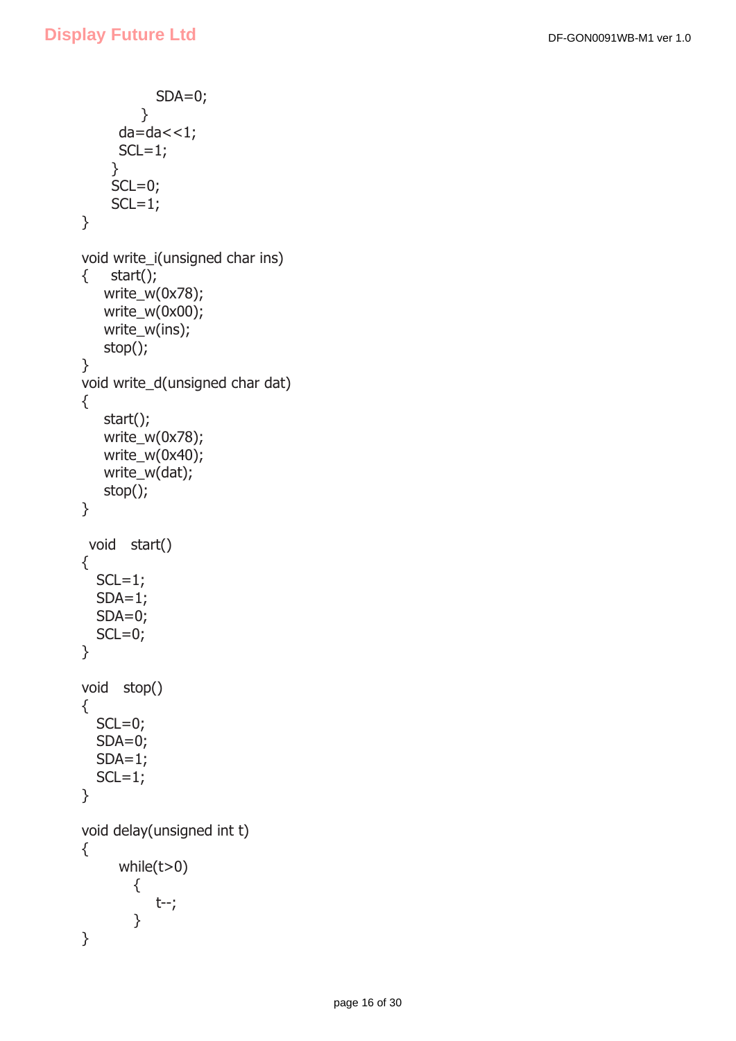```
            SDA=0;
          }
       da=da<<1;
       SCL=1;
     }
     SCL=0;
     SCL=1;
}

void write_i(unsigned char ins)
{    start();
    write_w(0x78);
    write_w(0x00);
    write_w(ins);
    stop();
}
void write_d(unsigned char dat)
{
    start();
    write_w(0x78);
    write_w(0x40);
    write_w(dat);
    stop();
}

 void   start()
{
   SCL=1;
   SDA=1;
   SDA=0;
   SCL=0;
}

void   stop()
{
   SCL=0;
   SDA=0;
   SDA=1;
   SCL=1;
}

void delay(unsigned int t)
{
       while(t>0)
         {
            t--;
         }
}
```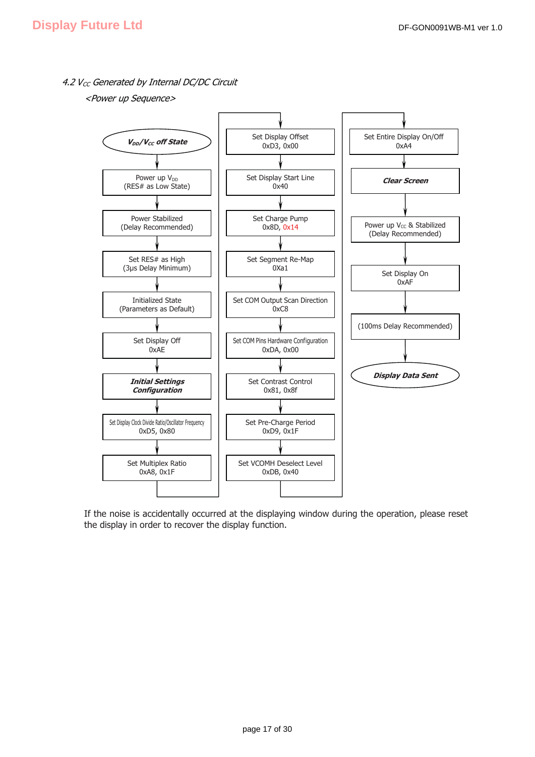### 4.2 $V_{CC}$ Generated by Internal DC/DC Circuit

*<Power up Sequence>*

1. ***$V_{DD}$/$V_{CC}$ off State***
2. Power up $V_{DD}$ (RES# as Low State)
3. Power Stabilized (Delay Recommended)
4. Set RES# as High (3μs Delay Minimum)
5. Initialized State (Parameters as Default)
6. Set Display Off 0xAE
7. ***Initial Settings Configuration***
8. Set Display Clock Divide Ratio/Oscillator Frequency 0xD5, 0x80
9. Set Multiplex Ratio 0xA8, 0x1F
10. Set Display Offset 0xD3, 0x00
11. Set Display Start Line 0x40
12. Set Charge Pump 0x8D, 0x14
13. Set Segment Re-Map 0Xa1
14. Set COM Output Scan Direction 0xC8
15. Set COM Pins Hardware Configuration 0xDA, 0x00
16. Set Contrast Control 0x81, 0x8f
17. Set Pre-Charge Period 0xD9, 0x1F
18. Set VCOMH Deselect Level 0xDB, 0x40
19. Set Entire Display On/Off 0xA4
20. ***Clear Screen***
21. Power up $V_{CC}$ & Stabilized (Delay Recommended)
22. Set Display On 0xAF
23. (100ms Delay Recommended)
24. ***Display Data Sent***

If the noise is accidentally occurred at the displaying window during the operation, please reset the display in order to recover the display function.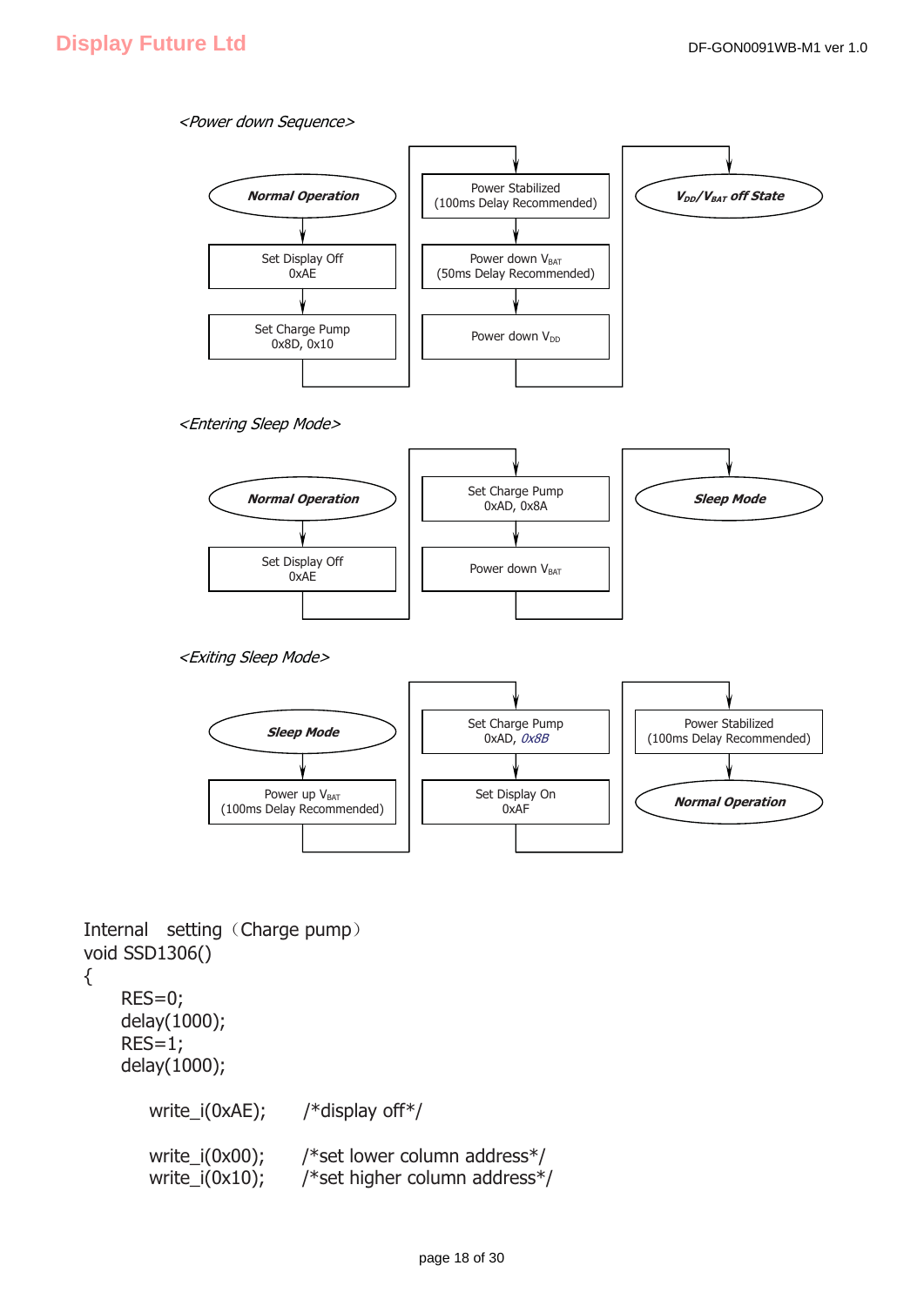*<Power down Sequence>*

**Normal Operation** → Set Display Off 0xAE → Set Charge Pump 0x8D, 0x10 → Power Stabilized (100ms Delay Recommended) → Power down $V_{BAT}$ (50ms Delay Recommended) → Power down $V_{DD}$ → ***$V_{DD}$/$V_{BAT}$ off State***

*<Entering Sleep Mode>*

**Normal Operation** → Set Display Off 0xAE → Set Charge Pump 0xAD, 0x8A → Power down $V_{BAT}$ → ***Sleep Mode***

*<Exiting Sleep Mode>*

***Sleep Mode*** → Power up $V_{BAT}$ (100ms Delay Recommended) → Set Charge Pump 0xAD, *0x8B* → Set Display On 0xAF → Power Stabilized (100ms Delay Recommended) → ***Normal Operation***

Internal setting（Charge pump）

```
void SSD1306()
{
    RES=0;
    delay(1000);
    RES=1;
    delay(1000);

        write_i(0xAE);     /*display off*/

        write_i(0x00);     /*set lower column address*/
        write_i(0x10);     /*set higher column address*/
```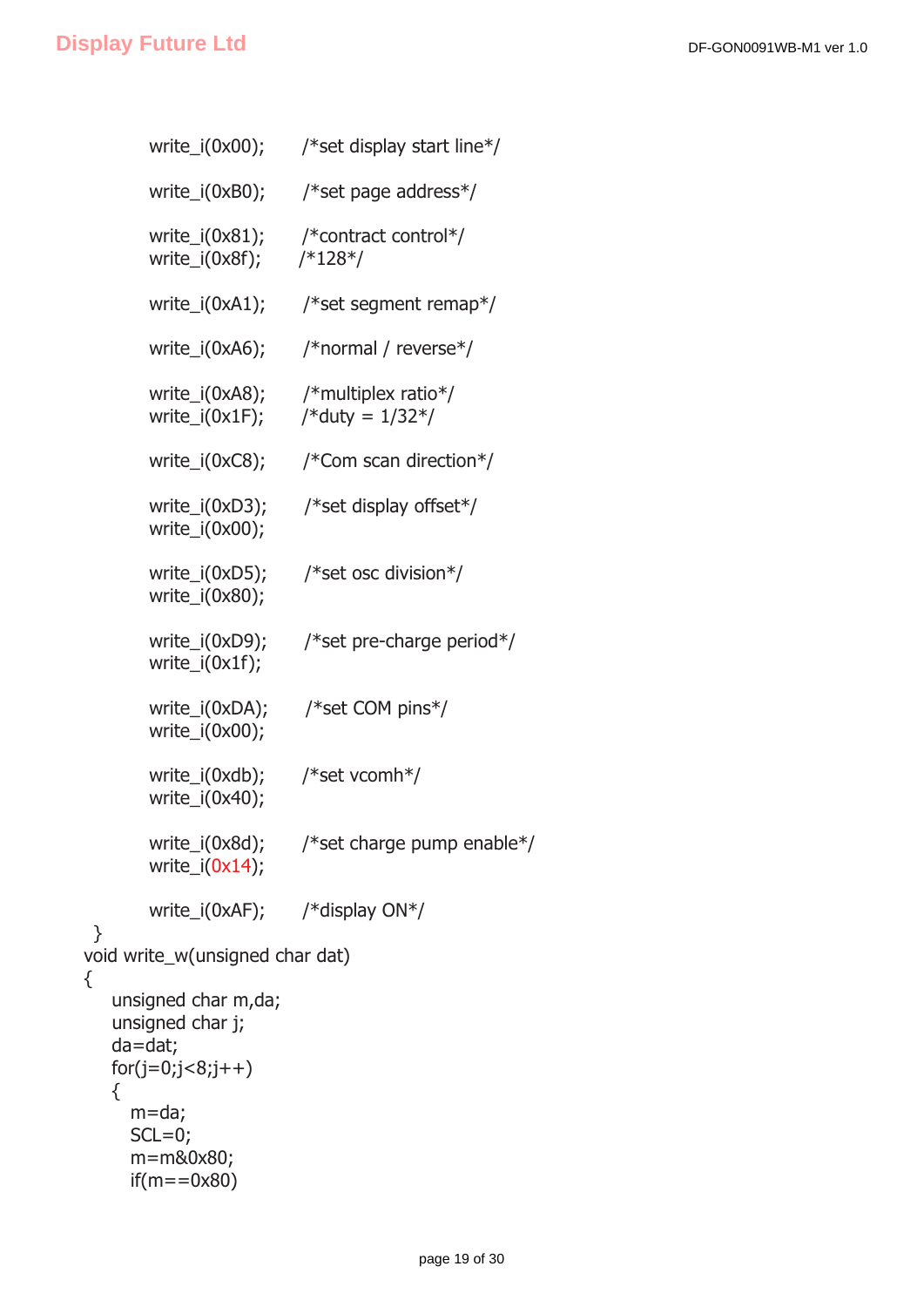```
        write_i(0x00);       /*set display start line*/

        write_i(0xB0);       /*set page address*/

        write_i(0x81);       /*contract control*/
        write_i(0x8f);       /*128*/

        write_i(0xA1);       /*set segment remap*/

        write_i(0xA6);       /*normal / reverse*/

        write_i(0xA8);       /*multiplex ratio*/
        write_i(0x1F);       /*duty = 1/32*/

        write_i(0xC8);       /*Com scan direction*/

        write_i(0xD3);       /*set display offset*/
        write_i(0x00);

        write_i(0xD5);       /*set osc division*/
        write_i(0x80);

        write_i(0xD9);       /*set pre-charge period*/
        write_i(0x1f);

        write_i(0xDA);       /*set COM pins*/
        write_i(0x00);

        write_i(0xdb);       /*set vcomh*/
        write_i(0x40);

        write_i(0x8d);       /*set charge pump enable*/
        write_i(0x14);

        write_i(0xAF);       /*display ON*/
 }
void write_w(unsigned char dat)
{
    unsigned char m,da;
    unsigned char j;
    da=dat;
    for(j=0;j<8;j++)
    {
      m=da;
      SCL=0;
      m=m&0x80;
      if(m==0x80)
```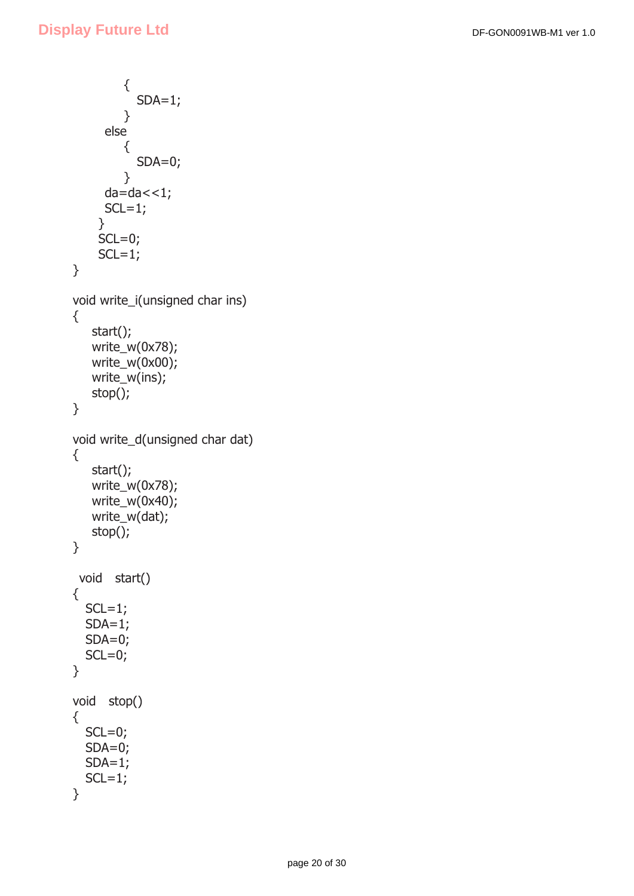```
            {
              SDA=1;
            }
          else
            {
              SDA=0;
            }
          da=da<<1;
          SCL=1;
        }
        SCL=0;
        SCL=1;
}

void write_i(unsigned char ins)
{
    start();
    write_w(0x78);
    write_w(0x00);
    write_w(ins);
    stop();
}

void write_d(unsigned char dat)
{
    start();
    write_w(0x78);
    write_w(0x40);
    write_w(dat);
    stop();
}

 void   start()
{
   SCL=1;
   SDA=1;
   SDA=0;
   SCL=0;
}

void   stop()
{
   SCL=0;
   SDA=0;
   SDA=1;
   SCL=1;
}
```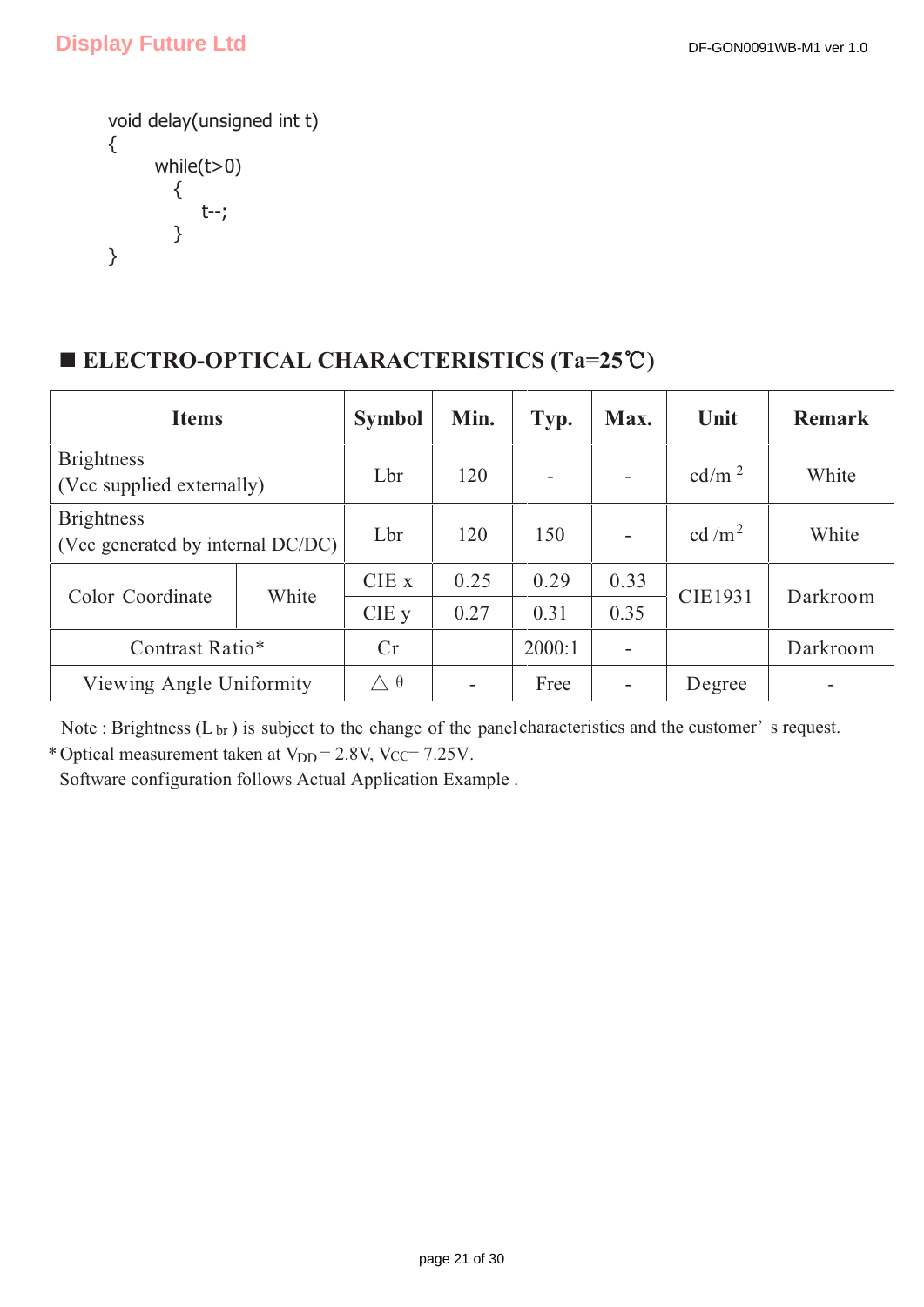```
void delay(unsigned int t)
{
      while(t>0)
        {
            t--;
        }
}
```

## ■ ELECTRO-OPTICAL CHARACTERISTICS (Ta=25℃)

| Items | | Symbol | Min. | Typ. | Max. | Unit | Remark |
|---|---|---|---|---|---|---|---|
| Brightness (Vcc supplied externally) | | Lbr | 120 | - | - | $cd/m^2$ | White |
| Brightness (Vcc generated by internal DC/DC) | | Lbr | 120 | 150 | - | $cd/m^2$ | White |
| Color Coordinate | White | CIE x | 0.25 | 0.29 | 0.33 | CIE1931 | Darkroom |
| | | CIE y | 0.27 | 0.31 | 0.35 | | |
| Contrast Ratio* | | Cr | | 2000:1 | - | | Darkroom |
| Viewing Angle Uniformity | | $\triangle\theta$ | - | Free | - | Degree | - |

Note : Brightness ($L_{br}$) is subject to the change of the panel characteristics and the customer's request.

* Optical measurement taken at $V_{DD}$ = 2.8V, $V_{CC}$= 7.25V.

Software configuration follows Actual Application Example .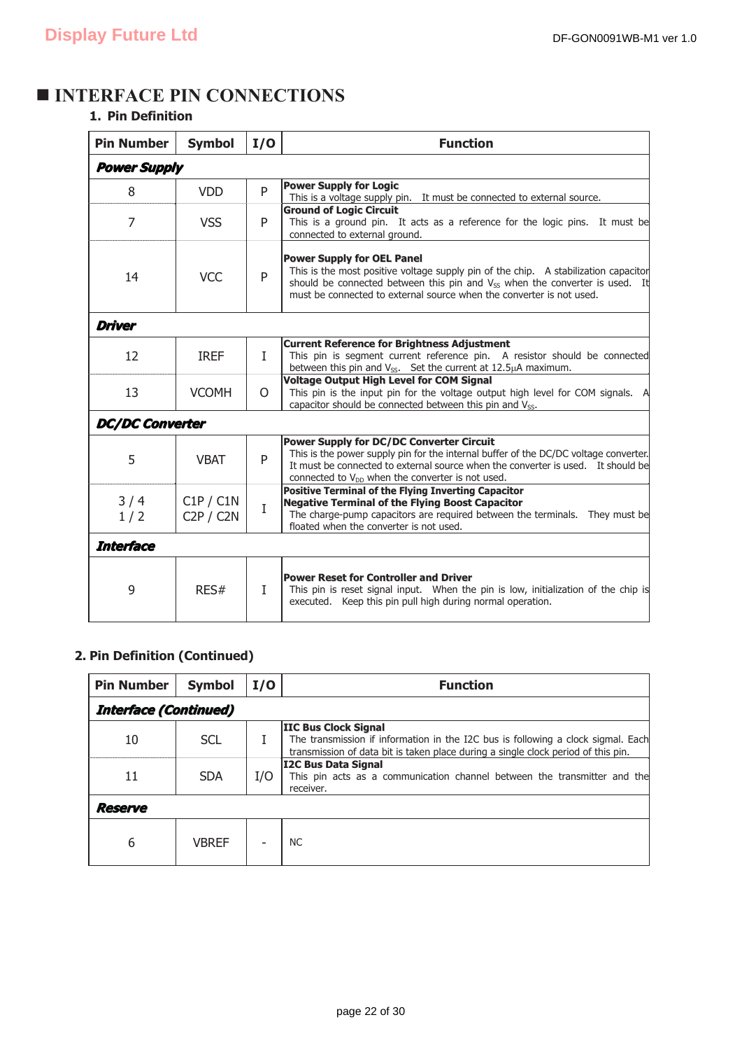## ■ INTERFACE PIN CONNECTIONS

### 1. Pin Definition

| Pin Number | Symbol | I/O | Function |
|---|---|---|---|
| ***Power Supply*** | | | |
| 8 | VDD | P | **Power Supply for Logic**<br>This is a voltage supply pin. It must be connected to external source. |
| 7 | VSS | P | **Ground of Logic Circuit**<br>This is a ground pin. It acts as a reference for the logic pins. It must be connected to external ground. |
| 14 | VCC | P | **Power Supply for OEL Panel**<br>This is the most positive voltage supply pin of the chip. A stabilization capacitor should be connected between this pin and $V_{SS}$ when the converter is used. It must be connected to external source when the converter is not used. |
| ***Driver*** | | | |
| 12 | IREF | I | **Current Reference for Brightness Adjustment**<br>This pin is segment current reference pin. A resistor should be connected between this pin and $V_{SS}$. Set the current at 12.5μA maximum. |
| 13 | VCOMH | O | **Voltage Output High Level for COM Signal**<br>This pin is the input pin for the voltage output high level for COM signals. A capacitor should be connected between this pin and $V_{SS}$. |
| ***DC/DC Converter*** | | | |
| 5 | VBAT | P | **Power Supply for DC/DC Converter Circuit**<br>This is the power supply pin for the internal buffer of the DC/DC voltage converter. It must be connected to external source when the converter is used. It should be connected to $V_{DD}$ when the converter is not used. |
| 3 / 4<br>1 / 2 | C1P / C1N<br>C2P / C2N | I | **Positive Terminal of the Flying Inverting Capacitor**<br>**Negative Terminal of the Flying Boost Capacitor**<br>The charge-pump capacitors are required between the terminals. They must be floated when the converter is not used. |
| ***Interface*** | | | |
| 9 | RES# | I | **Power Reset for Controller and Driver**<br>This pin is reset signal input. When the pin is low, initialization of the chip is executed. Keep this pin pull high during normal operation. |

### 2. Pin Definition (Continued)

| Pin Number | Symbol | I/O | Function |
|---|---|---|---|
| ***Interface (Continued)*** | | | |
| 10 | SCL | I | **IIC Bus Clock Signal**<br>The transmission if information in the I2C bus is following a clock signal. Each transmission of data bit is taken place during a single clock period of this pin. |
| 11 | SDA | I/O | **I2C Bus Data Signal**<br>This pin acts as a communication channel between the transmitter and the receiver. |
| ***Reserve*** | | | |
| 6 | VBREF | - | NC |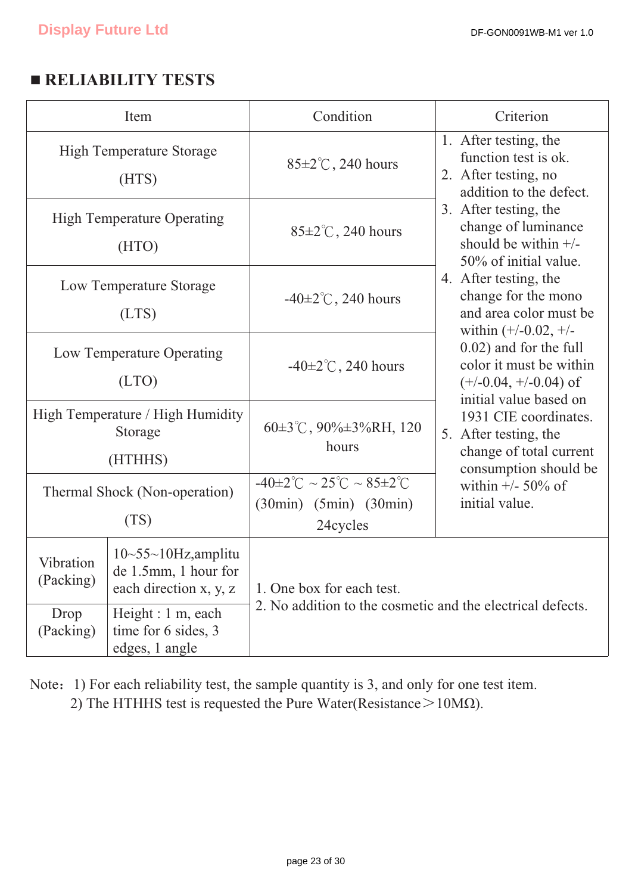## ■ RELIABILITY TESTS

| Item | | Condition | Criterion |
|---|---|---|---|
| High Temperature Storage (HTS) | | 85±2℃, 240 hours | 1. After testing, the function test is ok.<br>2. After testing, no addition to the defect.<br>3. After testing, the change of luminance should be within +/- 50% of initial value.<br>4. After testing, the change for the mono and area color must be within (+/-0.02, +/-0.02) and for the full color it must be within (+/-0.04, +/-0.04) of initial value based on 1931 CIE coordinates.<br>5. After testing, the change of total current consumption should be within +/- 50% of initial value. |
| High Temperature Operating (HTO) | | 85±2℃, 240 hours | |
| Low Temperature Storage (LTS) | | -40±2℃, 240 hours | |
| Low Temperature Operating (LTO) | | -40±2℃, 240 hours | |
| High Temperature / High Humidity Storage (HTHHS) | | 60±3℃, 90%±3%RH, 120 hours | |
| Thermal Shock (Non-operation) (TS) | | -40±2℃ ~ 25℃ ~ 85±2℃ (30min) (5min) (30min) 24cycles | |
| Vibration (Packing) | 10~55~10Hz,amplitude 1.5mm, 1 hour for each direction x, y, z | 1. One box for each test.<br>2. No addition to the cosmetic and the electrical defects. | |
| Drop (Packing) | Height : 1 m, each time for 6 sides, 3 edges, 1 angle | | |

Note： 1) For each reliability test, the sample quantity is 3, and only for one test item.

2) The HTHHS test is requested the Pure Water(Resistance＞10MΩ).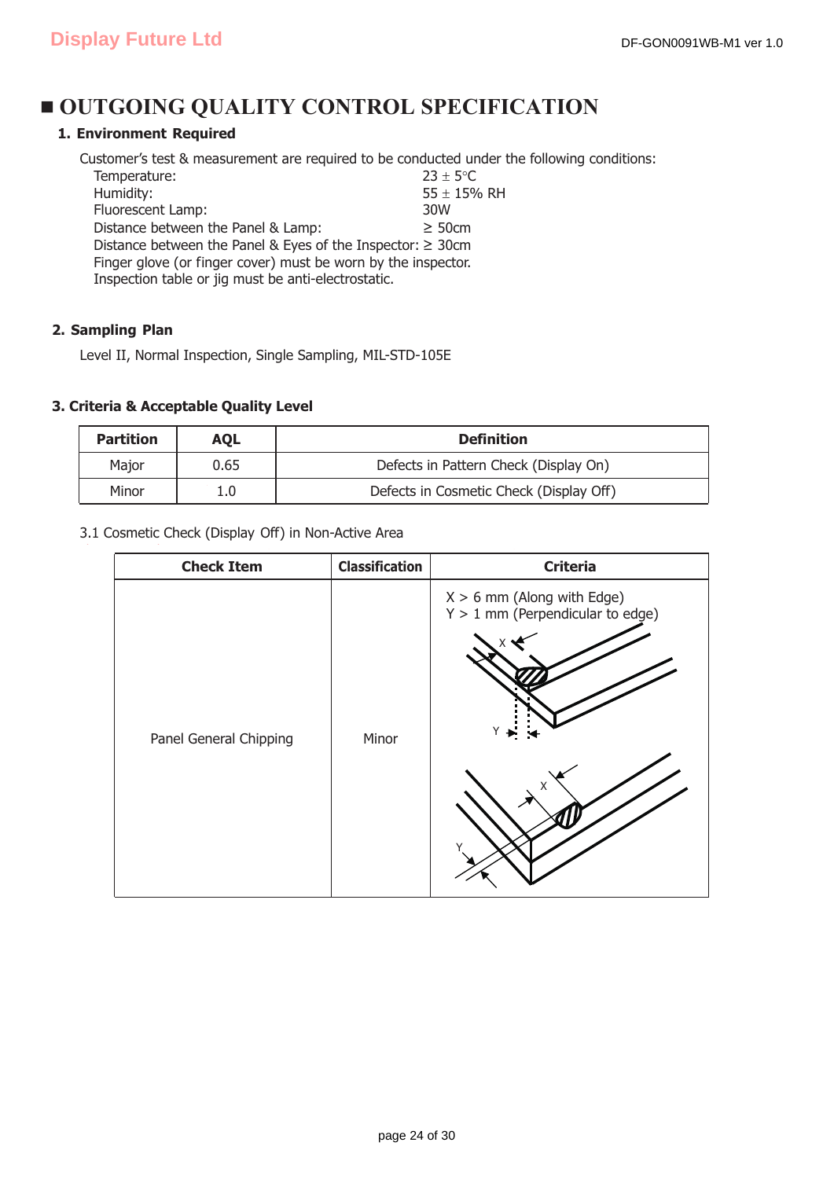# ■ OUTGOING QUALITY CONTROL SPECIFICATION

## 1. Environment Required

Customer's test & measurement are required to be conducted under the following conditions:

Temperature: 23 ± 5°C
Humidity: 55 ± 15% RH
Fluorescent Lamp: 30W
Distance between the Panel & Lamp: ≥ 50cm
Distance between the Panel & Eyes of the Inspector: ≥ 30cm
Finger glove (or finger cover) must be worn by the inspector.
Inspection table or jig must be anti-electrostatic.

## 2. Sampling Plan

Level II, Normal Inspection, Single Sampling, MIL-STD-105E

## 3. Criteria & Acceptable Quality Level

| Partition | AQL | Definition |
|---|---|---|
| Major | 0.65 | Defects in Pattern Check (Display On) |
| Minor | 1.0 | Defects in Cosmetic Check (Display Off) |

3.1 Cosmetic Check (Display Off) in Non-Active Area

| Check Item | Classification | Criteria |
|---|---|---|
| Panel General Chipping | Minor | X > 6 mm (Along with Edge)<br>Y > 1 mm (Perpendicular to edge) |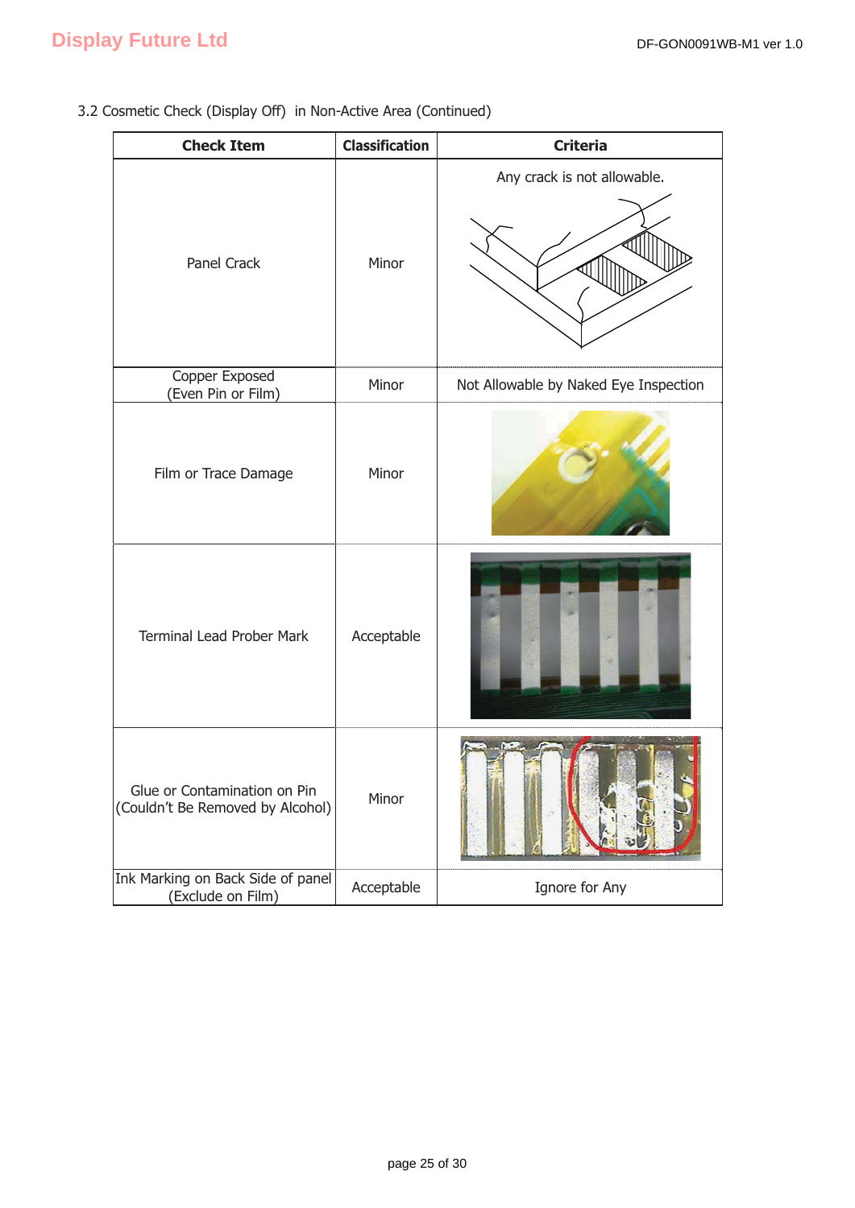3.2 Cosmetic Check (Display Off) in Non-Active Area (Continued)

| Check Item | Classification | Criteria |
|---|---|---|
| Panel Crack | Minor | Any crack is not allowable. |
| Copper Exposed (Even Pin or Film) | Minor | Not Allowable by Naked Eye Inspection |
| Film or Trace Damage | Minor | |
| Terminal Lead Prober Mark | Acceptable | |
| Glue or Contamination on Pin (Couldn't Be Removed by Alcohol) | Minor | |
| Ink Marking on Back Side of panel (Exclude on Film) | Acceptable | Ignore for Any |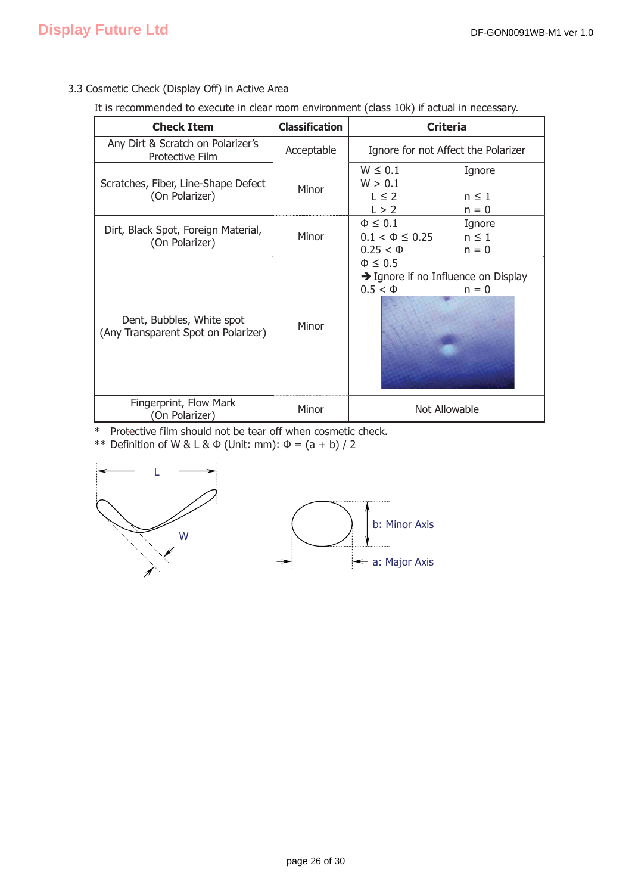### 3.3 Cosmetic Check (Display Off) in Active Area

It is recommended to execute in clear room environment (class 10k) if actual in necessary.

| Check Item | Classification | Criteria |
|---|---|---|
| Any Dirt & Scratch on Polarizer's Protective Film | Acceptable | Ignore for not Affect the Polarizer |
| Scratches, Fiber, Line-Shape Defect (On Polarizer) | Minor | $W \le 0.1$ Ignore<br>$W > 0.1$<br>$L \le 2$ $n \le 1$<br>$L > 2$ $n = 0$ |
| Dirt, Black Spot, Foreign Material, (On Polarizer) | Minor | $\Phi \le 0.1$ Ignore<br>$0.1 < \Phi \le 0.25$ $n \le 1$<br>$0.25 < \Phi$ $n = 0$ |
| Dent, Bubbles, White spot (Any Transparent Spot on Polarizer) | Minor | $\Phi \le 0.5$<br>➔ Ignore if no Influence on Display<br>$0.5 < \Phi$ $n = 0$ |
| Fingerprint, Flow Mark (On Polarizer) | Minor | Not Allowable |

\* Protective film should not be tear off when cosmetic check.

\*\* Definition of W & L & Φ (Unit: mm): $\Phi = (a + b) / 2$

L

W

b: Minor Axis

a: Major Axis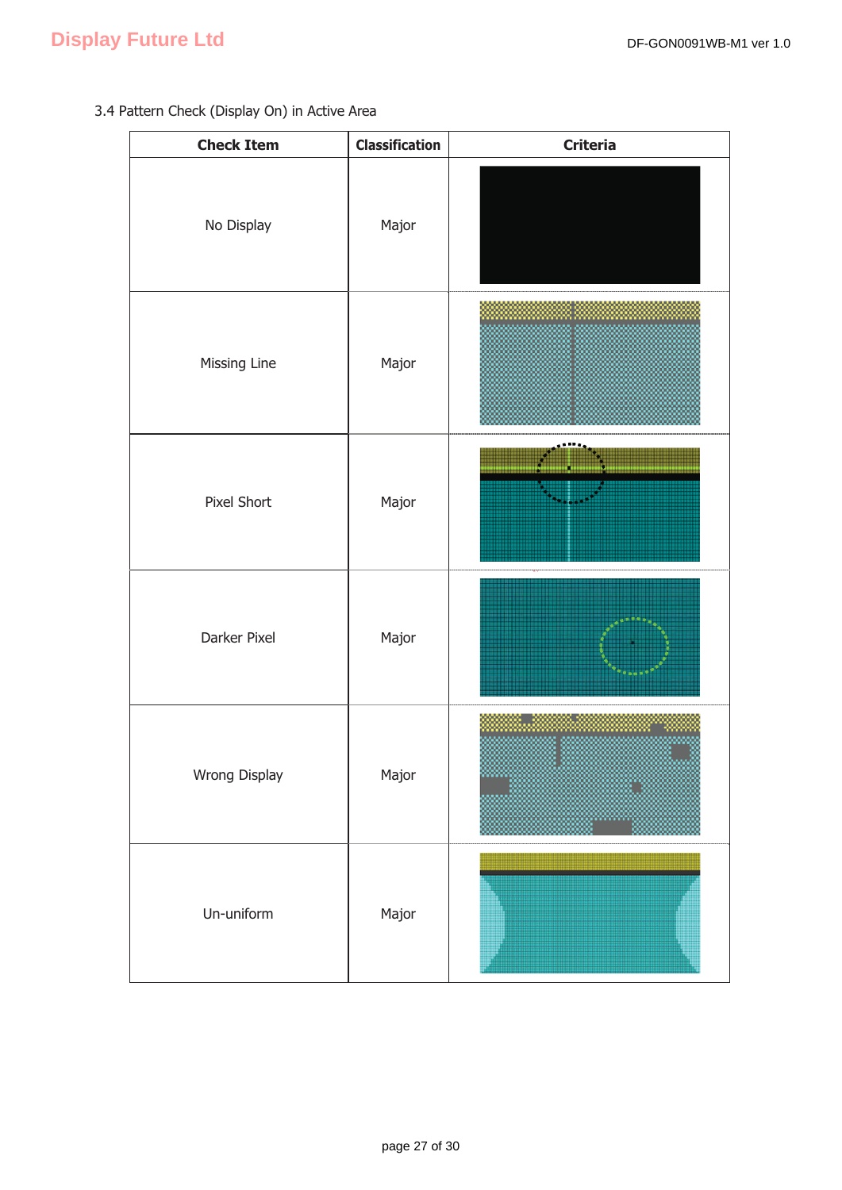3.4 Pattern Check (Display On) in Active Area

| Check Item | Classification | Criteria |
|---|---|---|
| No Display | Major | |
| Missing Line | Major | |
| Pixel Short | Major | |
| Darker Pixel | Major | |
| Wrong Display | Major | |
| Un-uniform | Major | |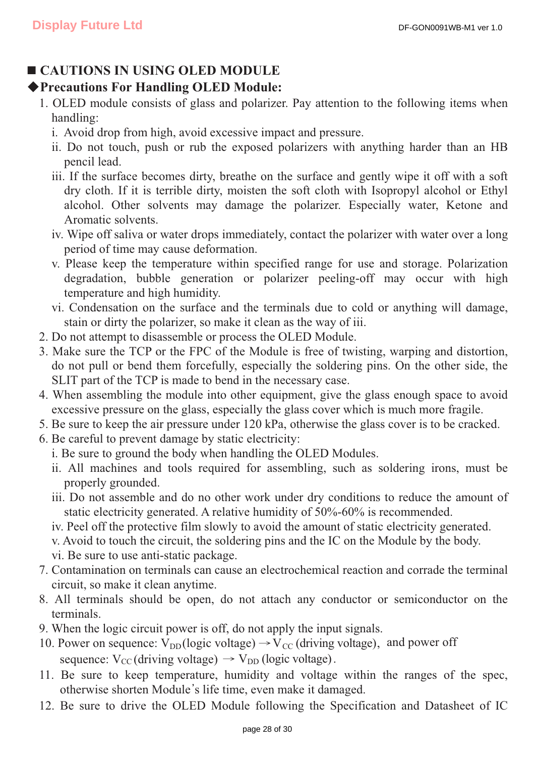## ■ CAUTIONS IN USING OLED MODULE

### ◆Precautions For Handling OLED Module:

1. OLED module consists of glass and polarizer. Pay attention to the following items when handling:
   i. Avoid drop from high, avoid excessive impact and pressure.
   ii. Do not touch, push or rub the exposed polarizers with anything harder than an HB pencil lead.
   iii. If the surface becomes dirty, breathe on the surface and gently wipe it off with a soft dry cloth. If it is terrible dirty, moisten the soft cloth with Isopropyl alcohol or Ethyl alcohol. Other solvents may damage the polarizer. Especially water, Ketone and Aromatic solvents.
   iv. Wipe off saliva or water drops immediately, contact the polarizer with water over a long period of time may cause deformation.
   v. Please keep the temperature within specified range for use and storage. Polarization degradation, bubble generation or polarizer peeling-off may occur with high temperature and high humidity.
   vi. Condensation on the surface and the terminals due to cold or anything will damage, stain or dirty the polarizer, so make it clean as the way of iii.
2. Do not attempt to disassemble or process the OLED Module.
3. Make sure the TCP or the FPC of the Module is free of twisting, warping and distortion, do not pull or bend them forcefully, especially the soldering pins. On the other side, the SLIT part of the TCP is made to bend in the necessary case.
4. When assembling the module into other equipment, give the glass enough space to avoid excessive pressure on the glass, especially the glass cover which is much more fragile.
5. Be sure to keep the air pressure under 120 kPa, otherwise the glass cover is to be cracked.
6. Be careful to prevent damage by static electricity:
   i. Be sure to ground the body when handling the OLED Modules.
   ii. All machines and tools required for assembling, such as soldering irons, must be properly grounded.
   iii. Do not assemble and do no other work under dry conditions to reduce the amount of static electricity generated. A relative humidity of 50%-60% is recommended.
   iv. Peel off the protective film slowly to avoid the amount of static electricity generated.
   v. Avoid to touch the circuit, the soldering pins and the IC on the Module by the body.
   vi. Be sure to use anti-static package.
7. Contamination on terminals can cause an electrochemical reaction and corrade the terminal circuit, so make it clean anytime.
8. All terminals should be open, do not attach any conductor or semiconductor on the terminals.
9. When the logic circuit power is off, do not apply the input signals.
10. Power on sequence: $V_{DD}$(logic voltage) → $V_{CC}$ (driving voltage), and power off sequence: $V_{CC}$ (driving voltage) → $V_{DD}$ (logic voltage).
11. Be sure to keep temperature, humidity and voltage within the ranges of the spec, otherwise shorten Module's life time, even make it damaged.
12. Be sure to drive the OLED Module following the Specification and Datasheet of IC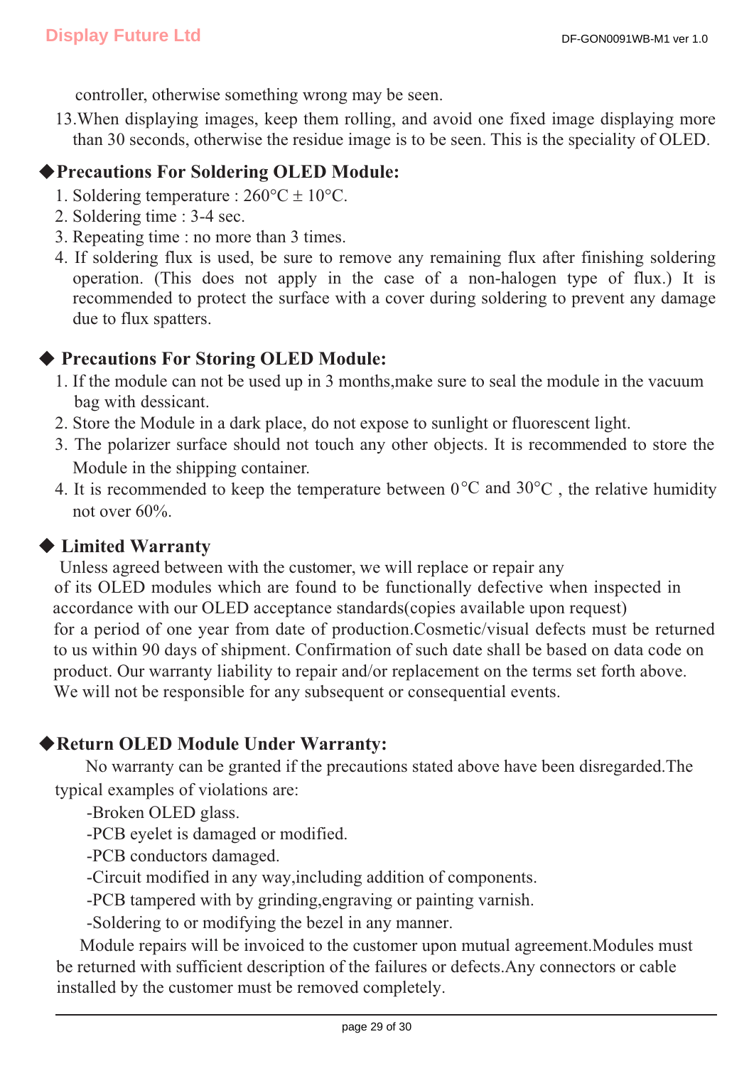controller, otherwise something wrong may be seen.

13. When displaying images, keep them rolling, and avoid one fixed image displaying more than 30 seconds, otherwise the residue image is to be seen. This is the speciality of OLED.

## ◆Precautions For Soldering OLED Module:

1. Soldering temperature : 260°C ± 10°C.
2. Soldering time : 3-4 sec.
3. Repeating time : no more than 3 times.
4. If soldering flux is used, be sure to remove any remaining flux after finishing soldering operation. (This does not apply in the case of a non-halogen type of flux.) It is recommended to protect the surface with a cover during soldering to prevent any damage due to flux spatters.

## ◆ Precautions For Storing OLED Module:

1. If the module can not be used up in 3 months,make sure to seal the module in the vacuum bag with dessicant.
2. Store the Module in a dark place, do not expose to sunlight or fluorescent light.
3. The polarizer surface should not touch any other objects. It is recommended to store the Module in the shipping container.
4. It is recommended to keep the temperature between 0°C and 30°C , the relative humidity not over 60%.

## ◆ Limited Warranty

Unless agreed between with the customer, we will replace or repair any of its OLED modules which are found to be functionally defective when inspected in accordance with our OLED acceptance standards(copies available upon request) for a period of one year from date of production.Cosmetic/visual defects must be returned to us within 90 days of shipment. Confirmation of such date shall be based on data code on product. Our warranty liability to repair and/or replacement on the terms set forth above. We will not be responsible for any subsequent or consequential events.

## ◆Return OLED Module Under Warranty:

No warranty can be granted if the precautions stated above have been disregarded.The typical examples of violations are:

- -Broken OLED glass.
- -PCB eyelet is damaged or modified.
- -PCB conductors damaged.
- -Circuit modified in any way,including addition of components.
- -PCB tampered with by grinding,engraving or painting varnish.
- -Soldering to or modifying the bezel in any manner.

Module repairs will be invoiced to the customer upon mutual agreement.Modules must be returned with sufficient description of the failures or defects.Any connectors or cable installed by the customer must be removed completely.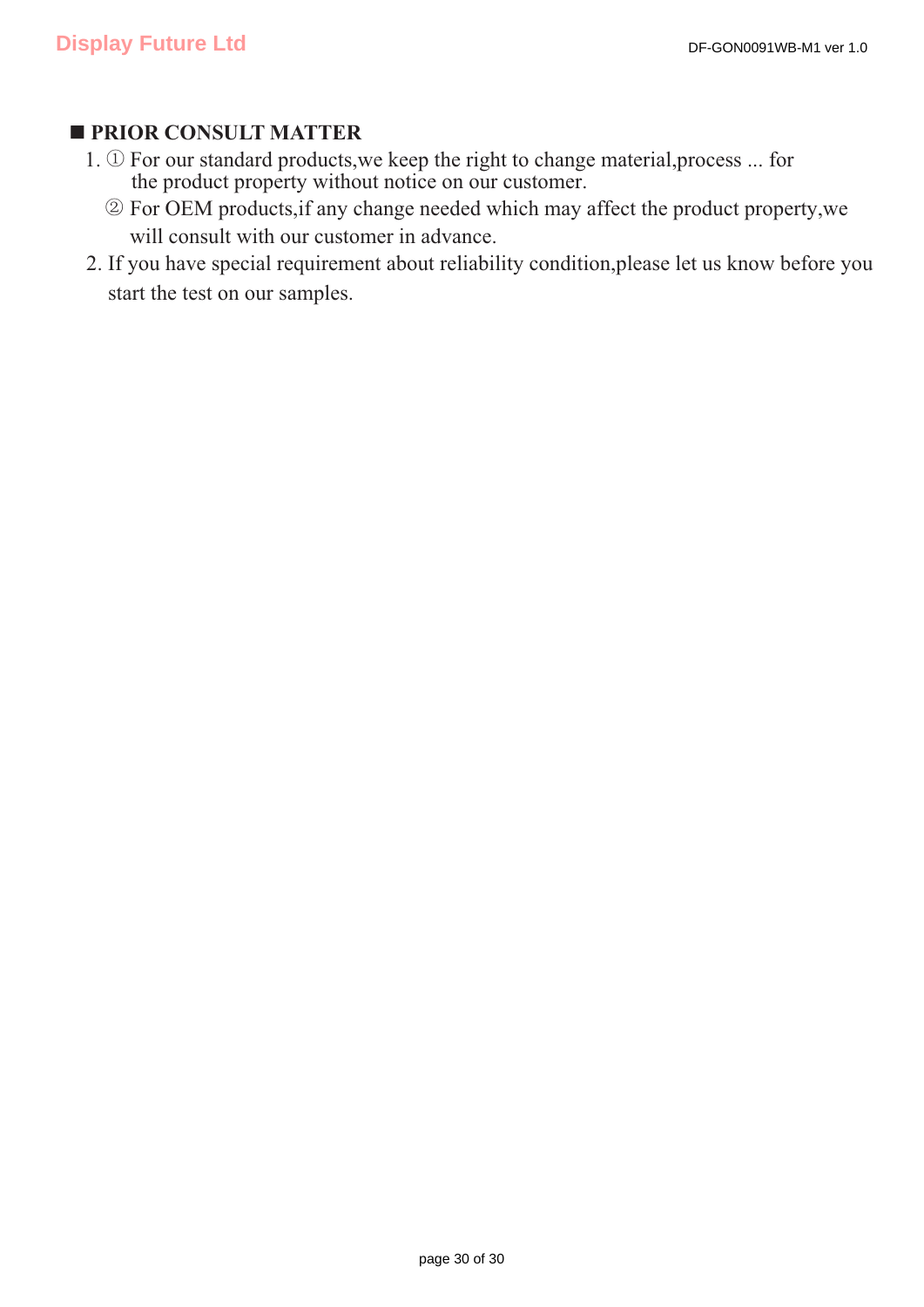## ■ PRIOR CONSULT MATTER

1. ① For our standard products,we keep the right to change material,process ... for the product property without notice on our customer.

   ② For OEM products,if any change needed which may affect the product property,we will consult with our customer in advance.

2. If you have special requirement about reliability condition,please let us know before you start the test on our samples.